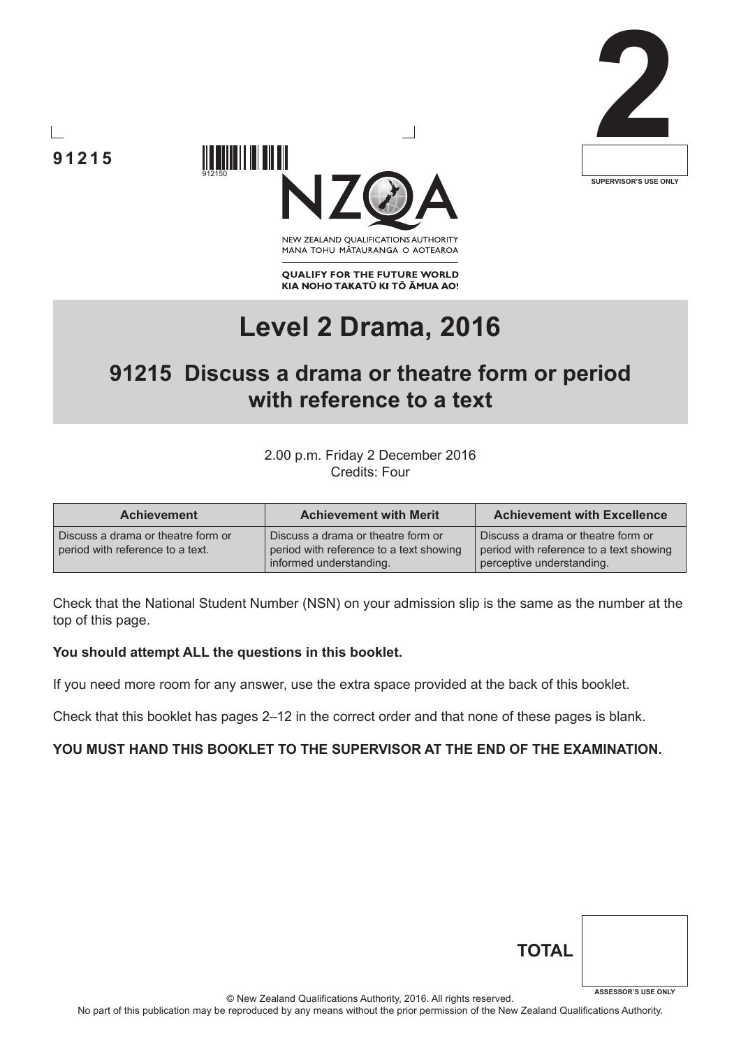91215

912150

**2**

SUPERVISOR'S USE ONLY

NEW ZEALAND QUALIFICATIONS AUTHORITY
MANA TOHU MĀTAURANGA O AOTEAROA

**QUALIFY FOR THE FUTURE WORLD**
**KIA NOHO TAKATŪ KI TŌ ĀMUA AO!**

# Level 2 Drama, 2016

## 91215 Discuss a drama or theatre form or period with reference to a text

2.00 p.m. Friday 2 December 2016
Credits: Four

| Achievement | Achievement with Merit | Achievement with Excellence |
|---|---|---|
| Discuss a drama or theatre form or period with reference to a text. | Discuss a drama or theatre form or period with reference to a text showing informed understanding. | Discuss a drama or theatre form or period with reference to a text showing perceptive understanding. |

Check that the National Student Number (NSN) on your admission slip is the same as the number at the top of this page.

**You should attempt ALL the questions in this booklet.**

If you need more room for any answer, use the extra space provided at the back of this booklet.

Check that this booklet has pages 2–12 in the correct order and that none of these pages is blank.

**YOU MUST HAND THIS BOOKLET TO THE SUPERVISOR AT THE END OF THE EXAMINATION.**

**TOTAL**

ASSESSOR'S USE ONLY

© New Zealand Qualifications Authority, 2016. All rights reserved.
No part of this publication may be reproduced by any means without the prior permission of the New Zealand Qualifications Authority.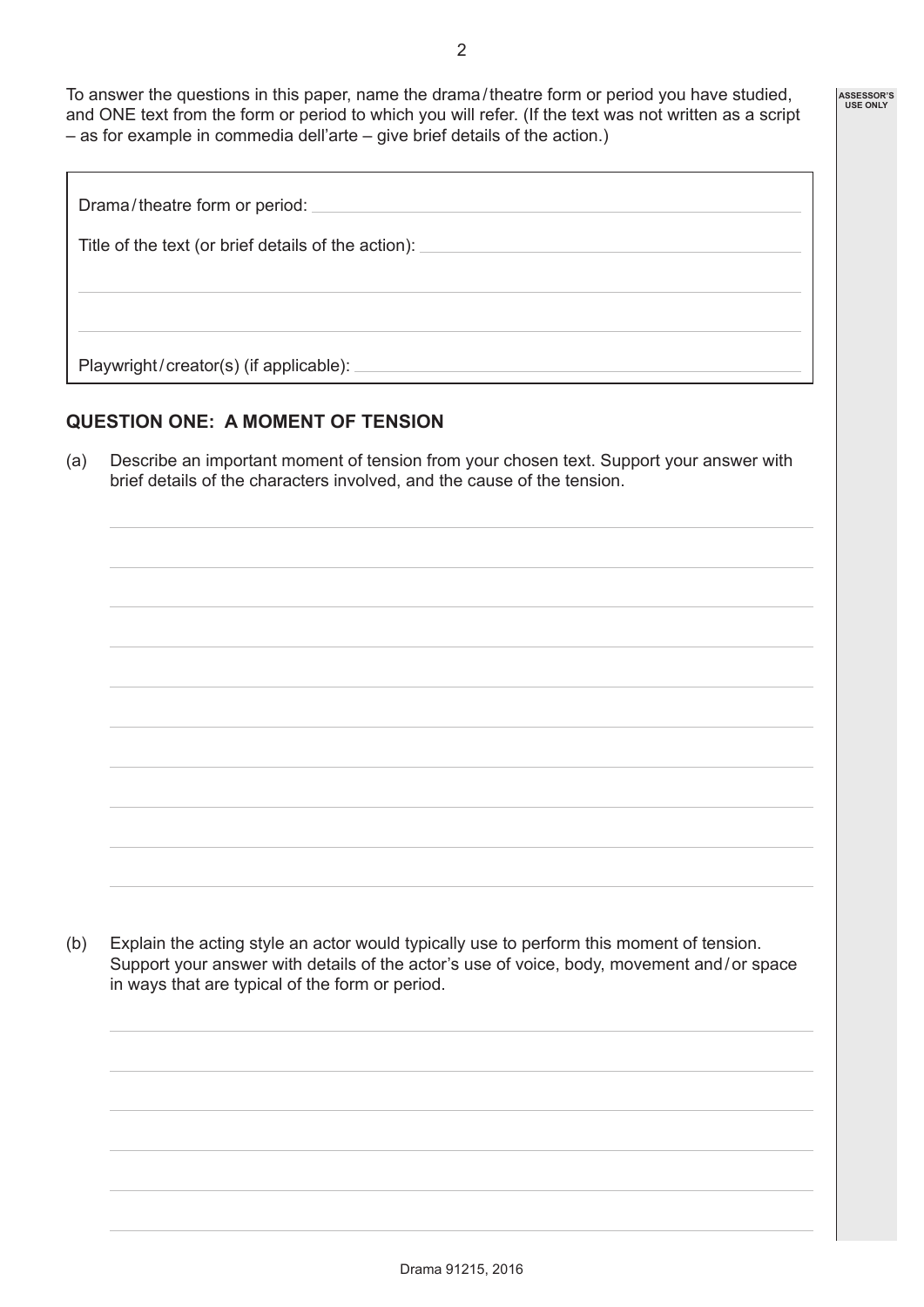To answer the questions in this paper, name the drama / theatre form or period you have studied, and ONE text from the form or period to which you will refer. (If the text was not written as a script – as for example in commedia dell'arte – give brief details of the action.)

Drama / theatre form or period: ______________________________

Title of the text (or brief details of the action): ______________________________

______________________________

______________________________

Playwright / creator(s) (if applicable): ______________________________

## QUESTION ONE: A MOMENT OF TENSION

(a) Describe an important moment of tension from your chosen text. Support your answer with brief details of the characters involved, and the cause of the tension.

(b) Explain the acting style an actor would typically use to perform this moment of tension. Support your answer with details of the actor's use of voice, body, movement and / or space in ways that are typical of the form or period.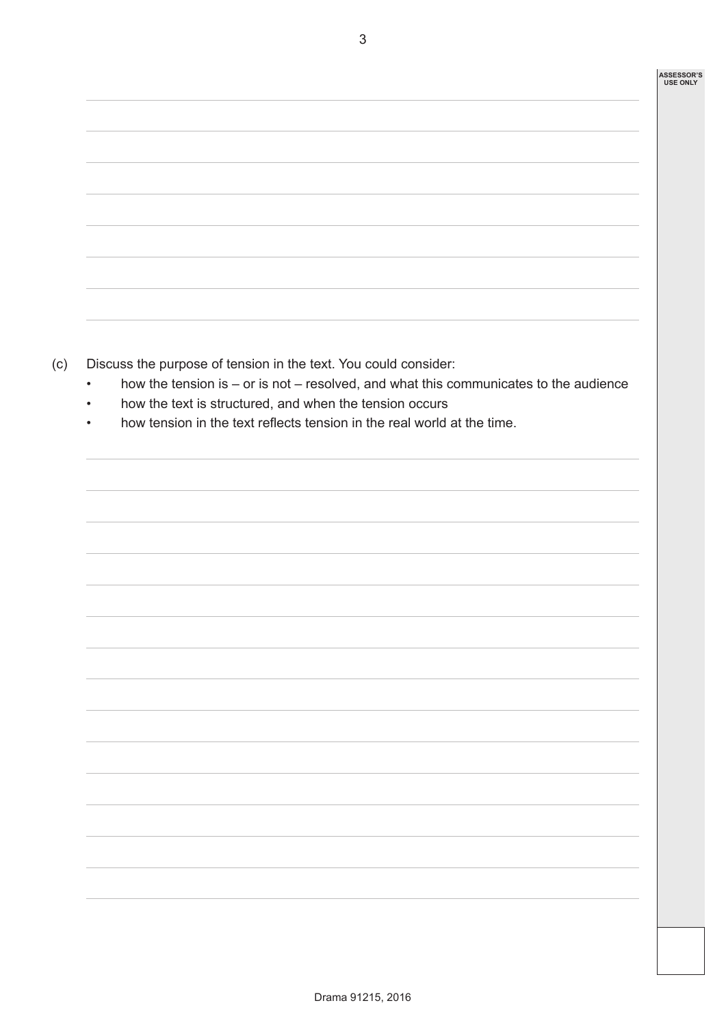(c) Discuss the purpose of tension in the text. You could consider:

- how the tension is – or is not – resolved, and what this communicates to the audience
- how the text is structured, and when the tension occurs
- how tension in the text reflects tension in the real world at the time.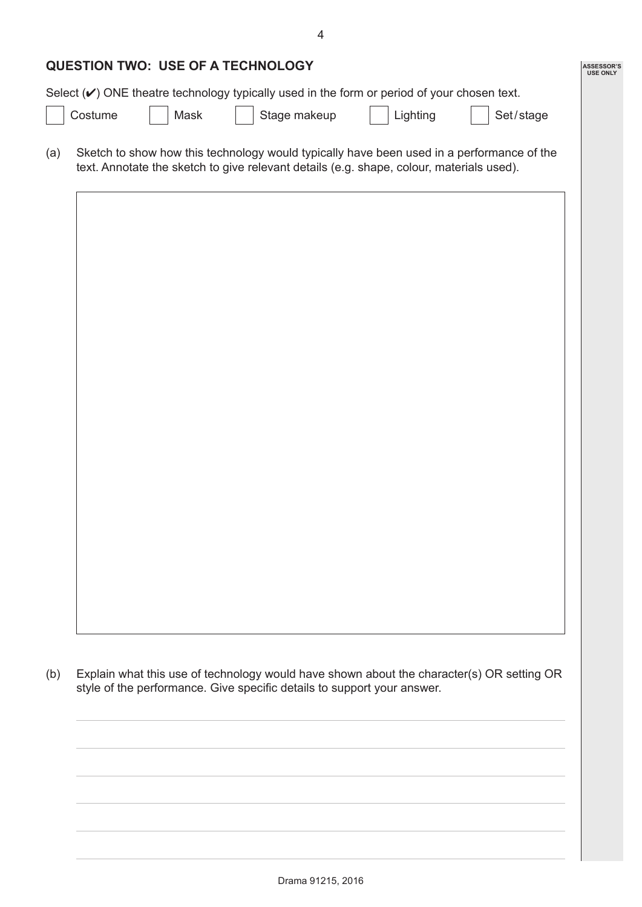## QUESTION TWO: USE OF A TECHNOLOGY

Select (✔) ONE theatre technology typically used in the form or period of your chosen text.

☐ Costume ☐ Mask ☐ Stage makeup ☐ Lighting ☐ Set / stage

(a) Sketch to show how this technology would typically have been used in a performance of the text. Annotate the sketch to give relevant details (e.g. shape, colour, materials used).

(b) Explain what this use of technology would have shown about the character(s) OR setting OR style of the performance. Give specific details to support your answer.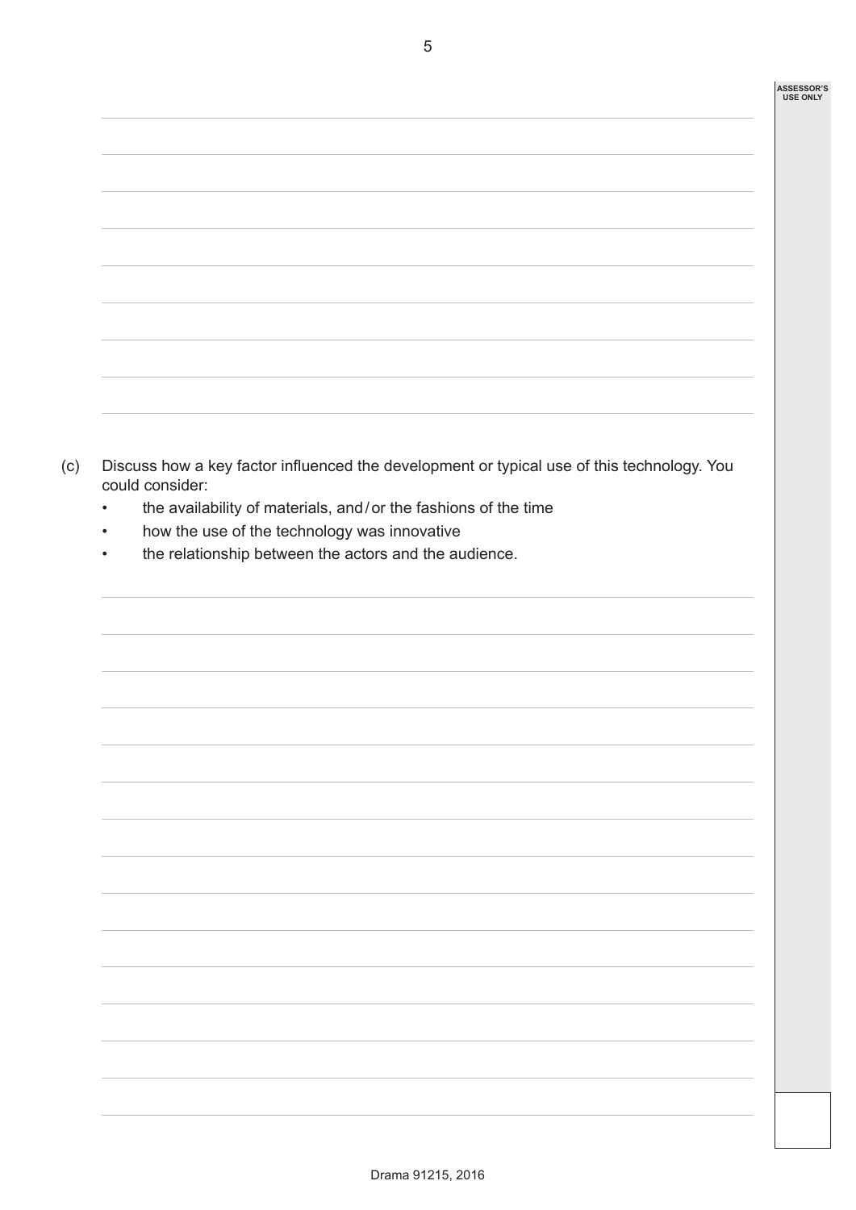(c) Discuss how a key factor influenced the development or typical use of this technology. You could consider:

- the availability of materials, and / or the fashions of the time
- how the use of the technology was innovative
- the relationship between the actors and the audience.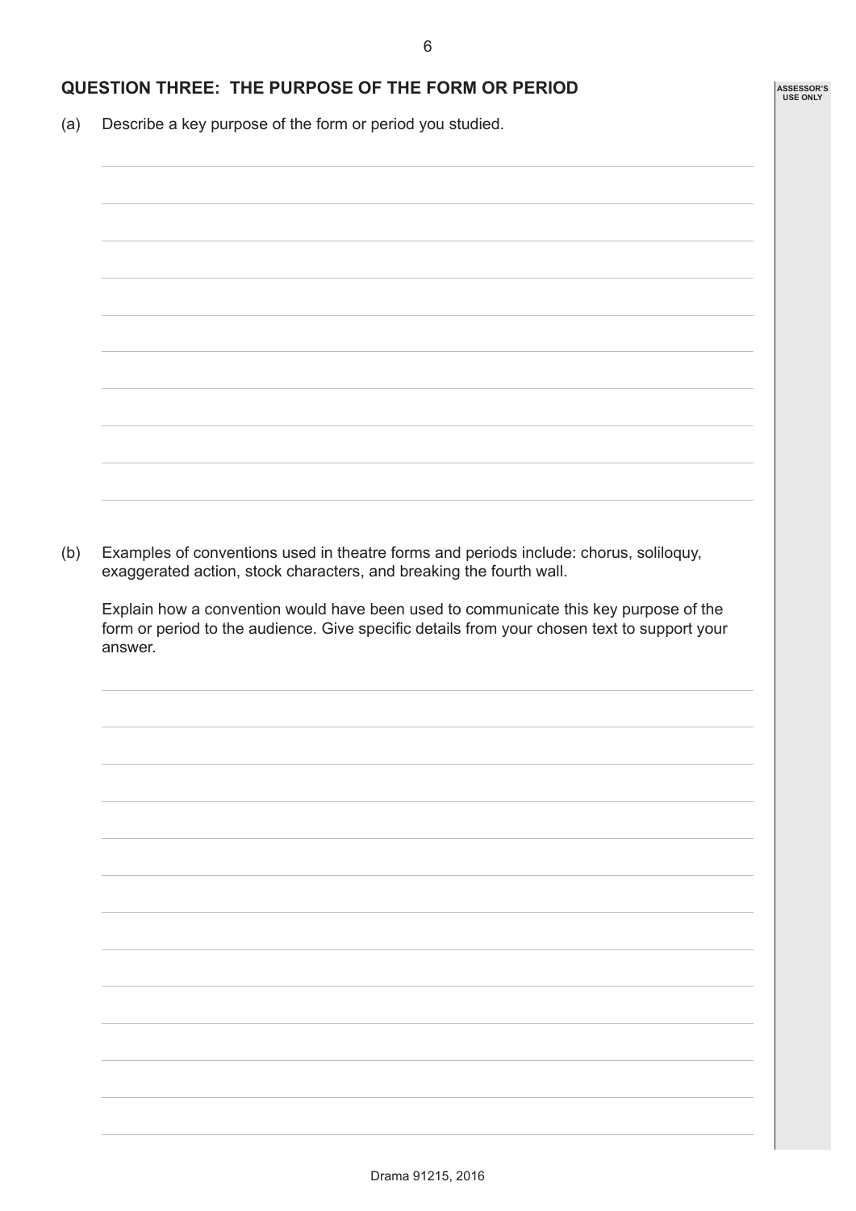## QUESTION THREE: THE PURPOSE OF THE FORM OR PERIOD

(a) Describe a key purpose of the form or period you studied.

(b) Examples of conventions used in theatre forms and periods include: chorus, soliloquy, exaggerated action, stock characters, and breaking the fourth wall.

Explain how a convention would have been used to communicate this key purpose of the form or period to the audience. Give specific details from your chosen text to support your answer.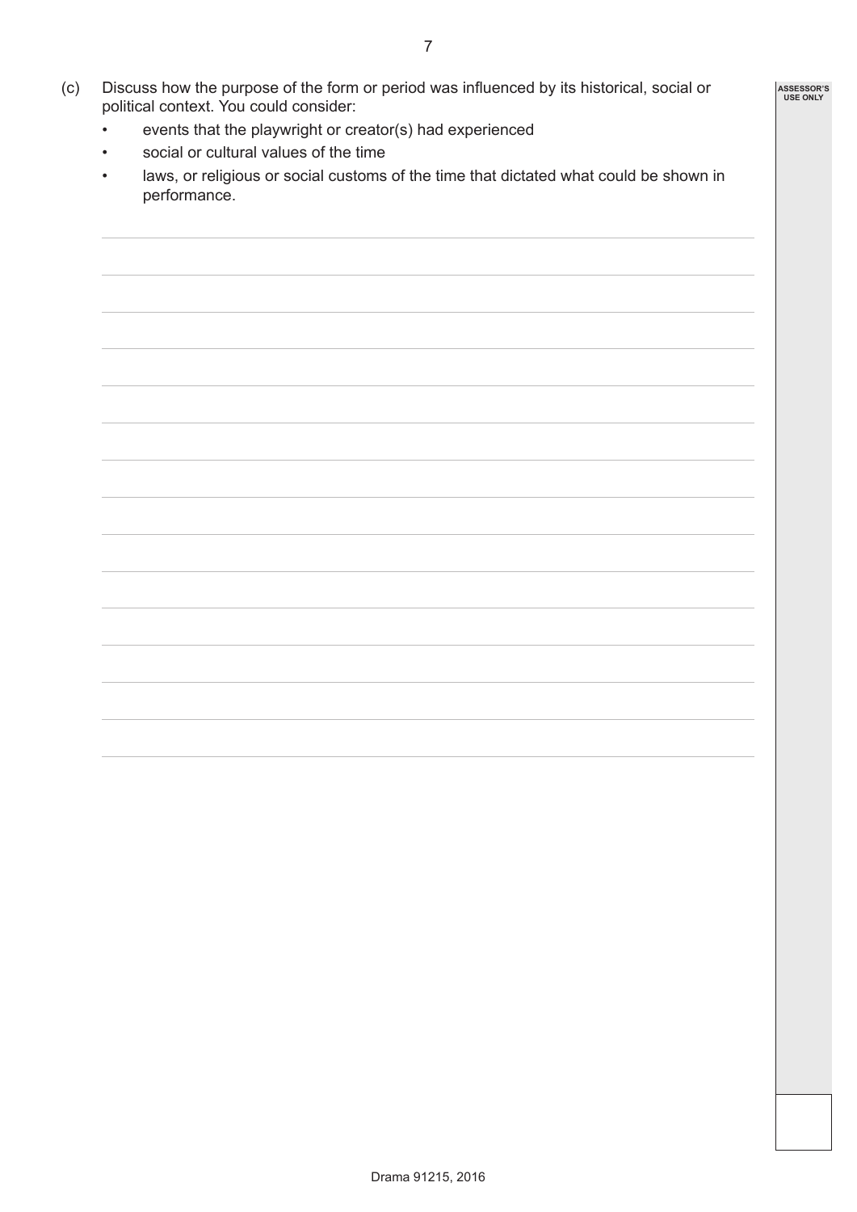(c) Discuss how the purpose of the form or period was influenced by its historical, social or political context. You could consider:

- events that the playwright or creator(s) had experienced
- social or cultural values of the time
- laws, or religious or social customs of the time that dictated what could be shown in performance.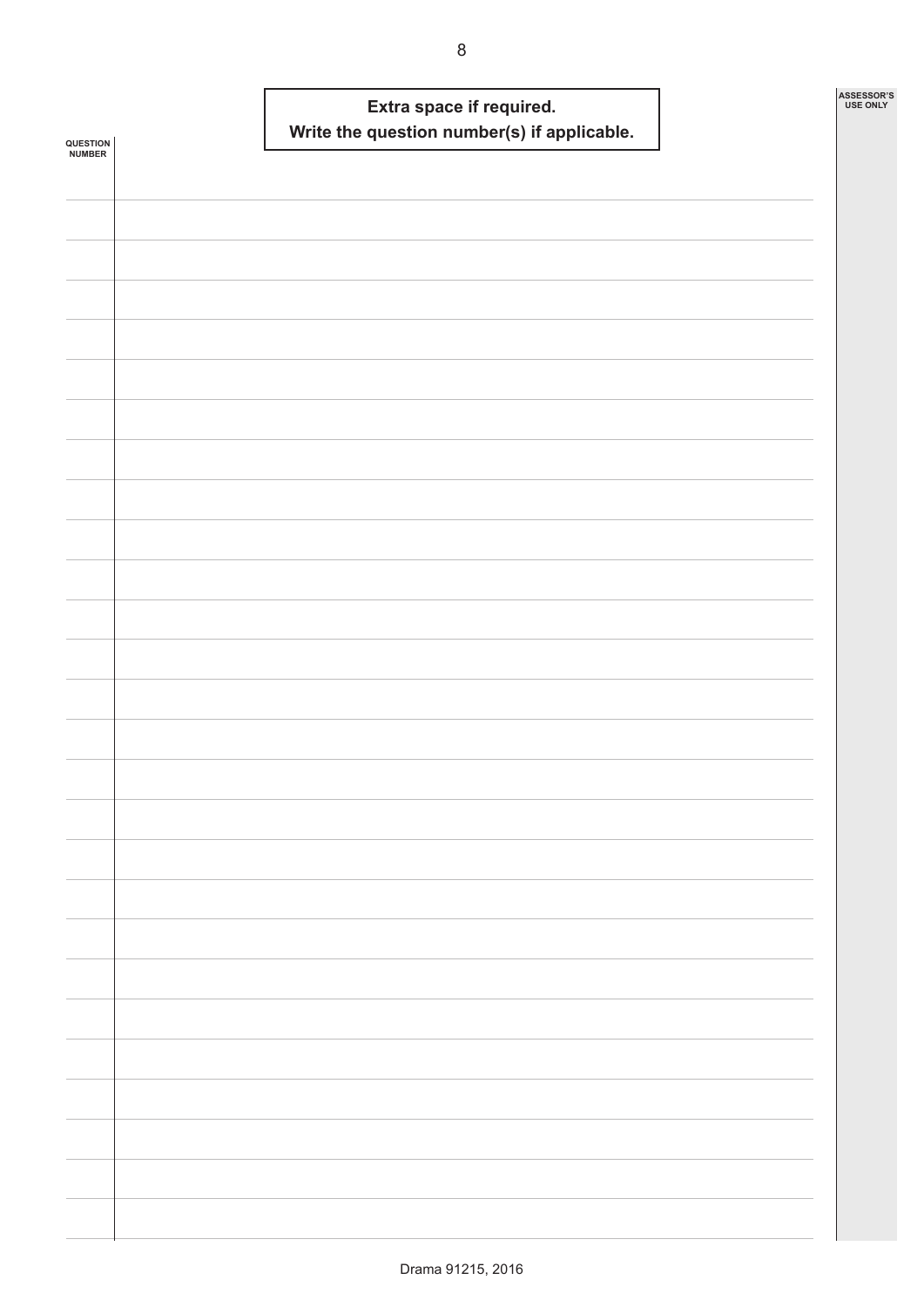**Extra space if required.**
**Write the question number(s) if applicable.**

QUESTION NUMBER

ASSESSOR'S USE ONLY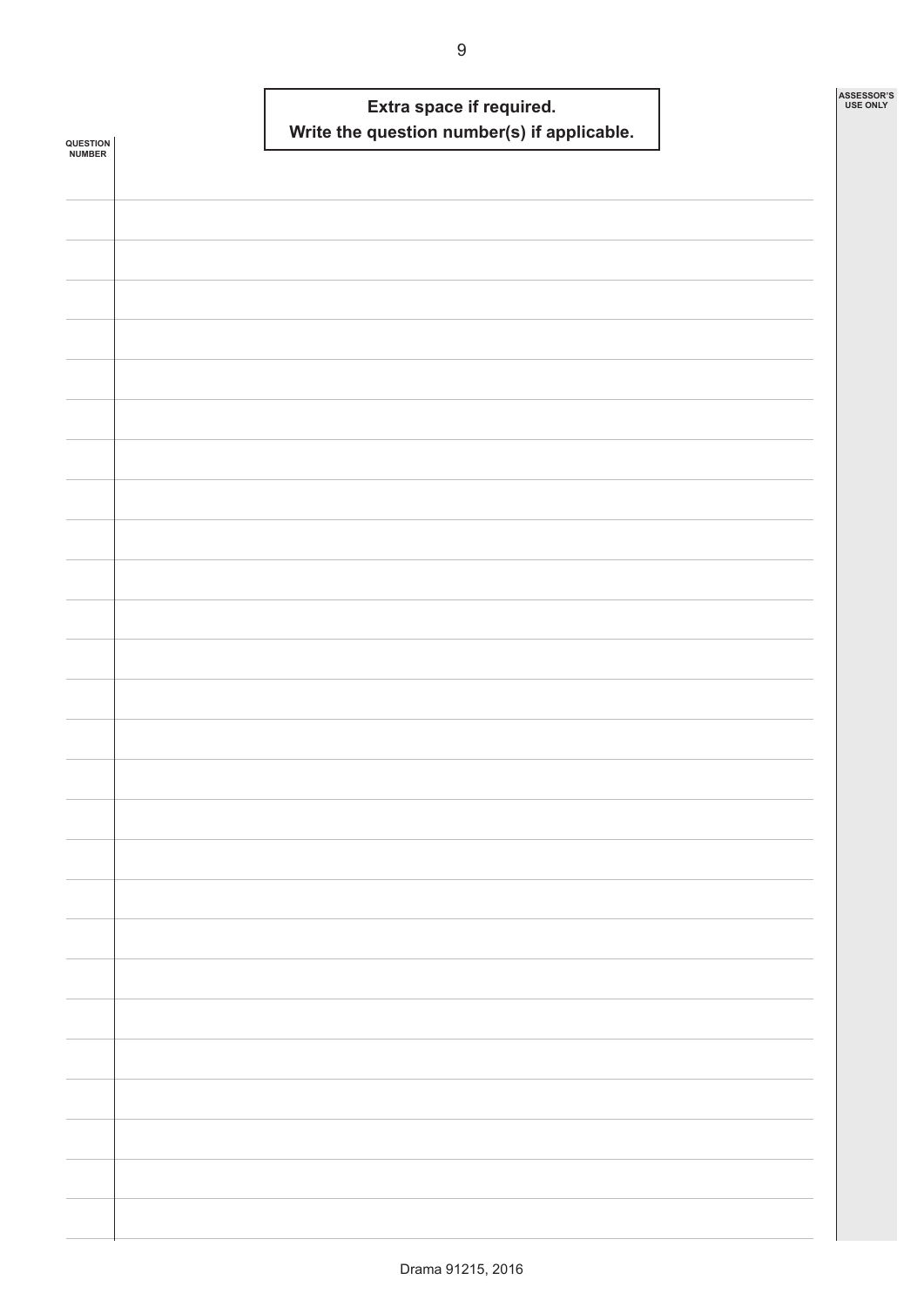**Extra space if required.**
**Write the question number(s) if applicable.**

QUESTION NUMBER

ASSESSOR'S USE ONLY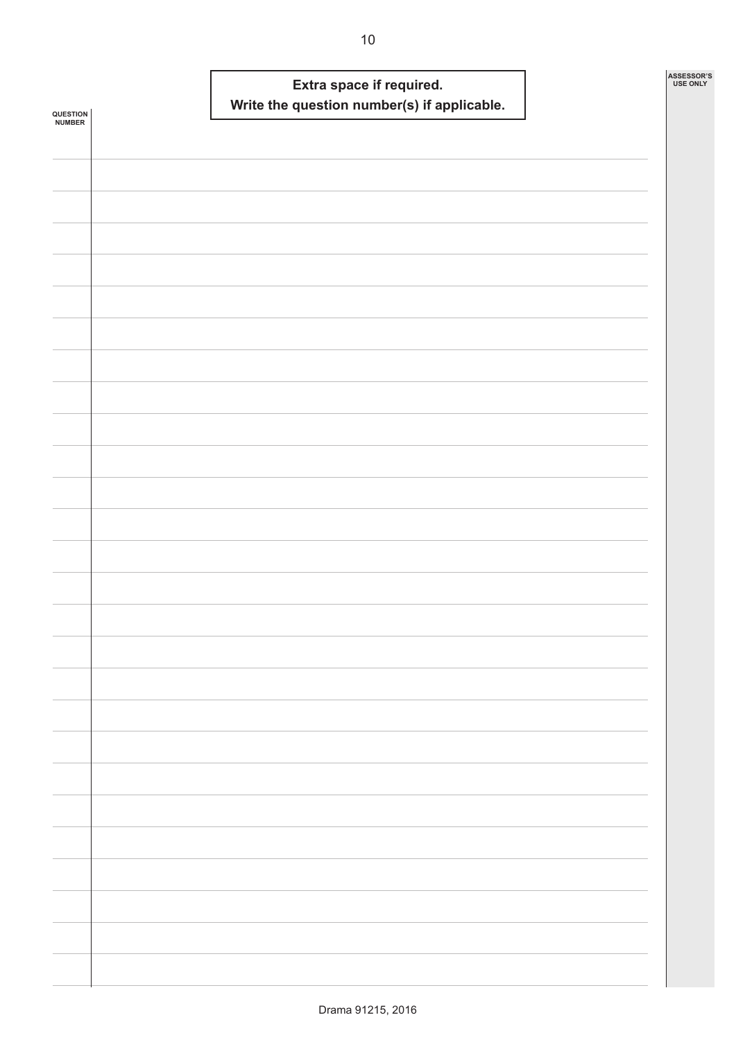**Extra space if required.**
**Write the question number(s) if applicable.**

QUESTION NUMBER

ASSESSOR'S USE ONLY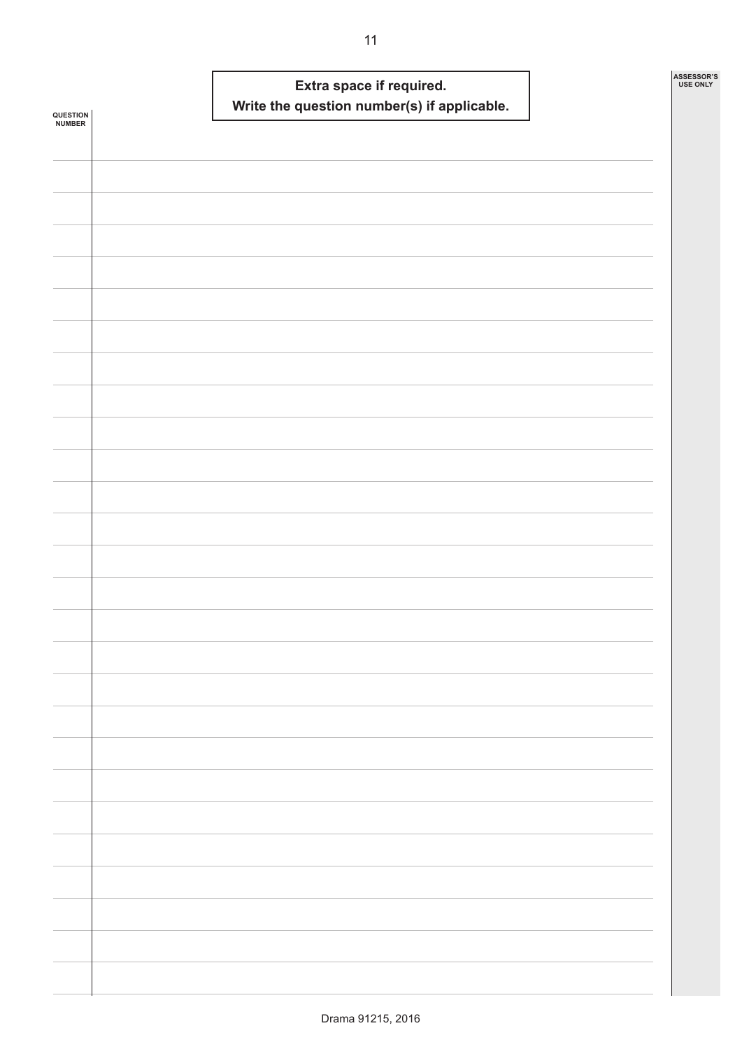**Extra space if required.**
**Write the question number(s) if applicable.**

QUESTION NUMBER

ASSESSOR'S USE ONLY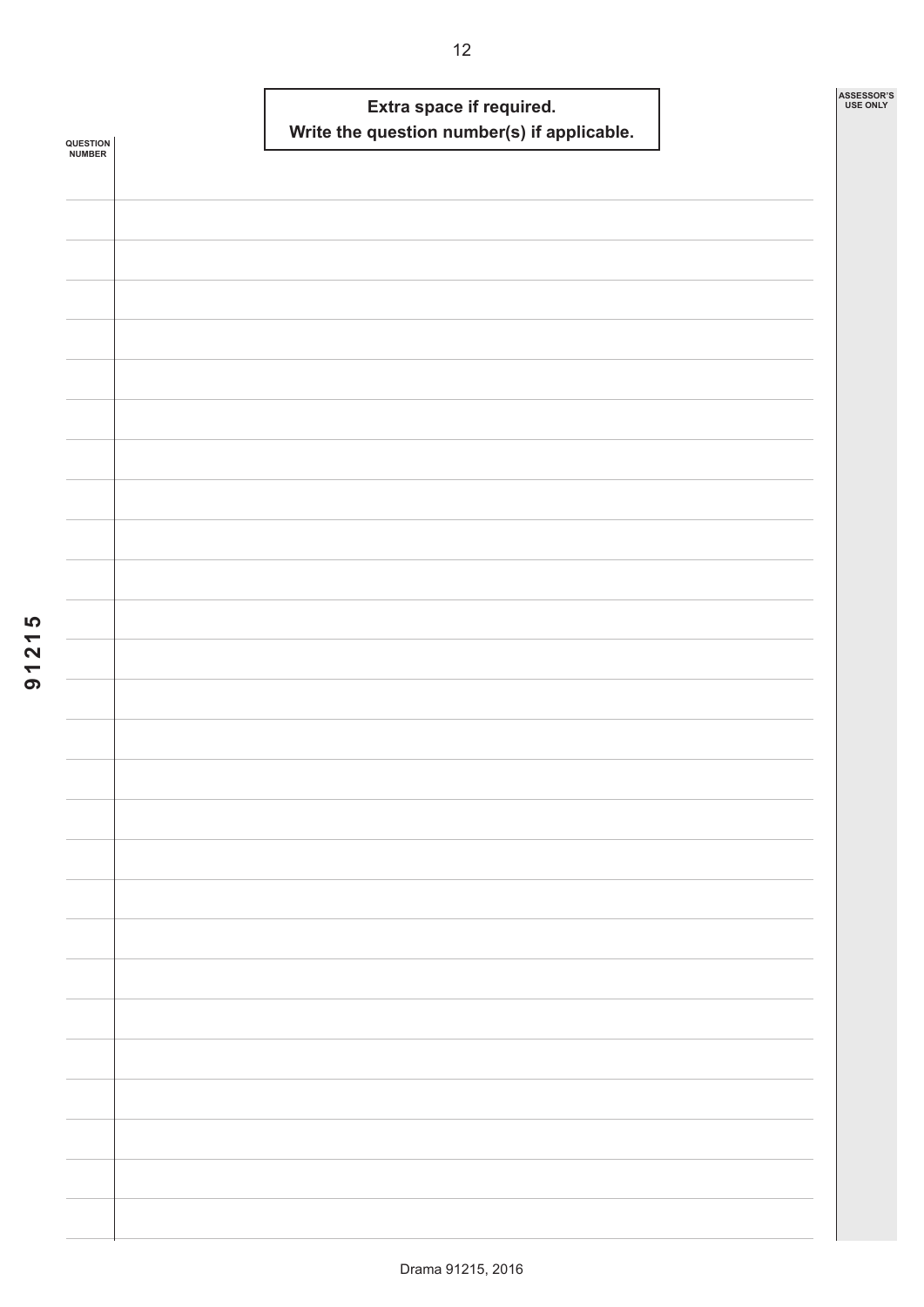**Extra space if required.**
**Write the question number(s) if applicable.**

QUESTION NUMBER

ASSESSOR'S USE ONLY